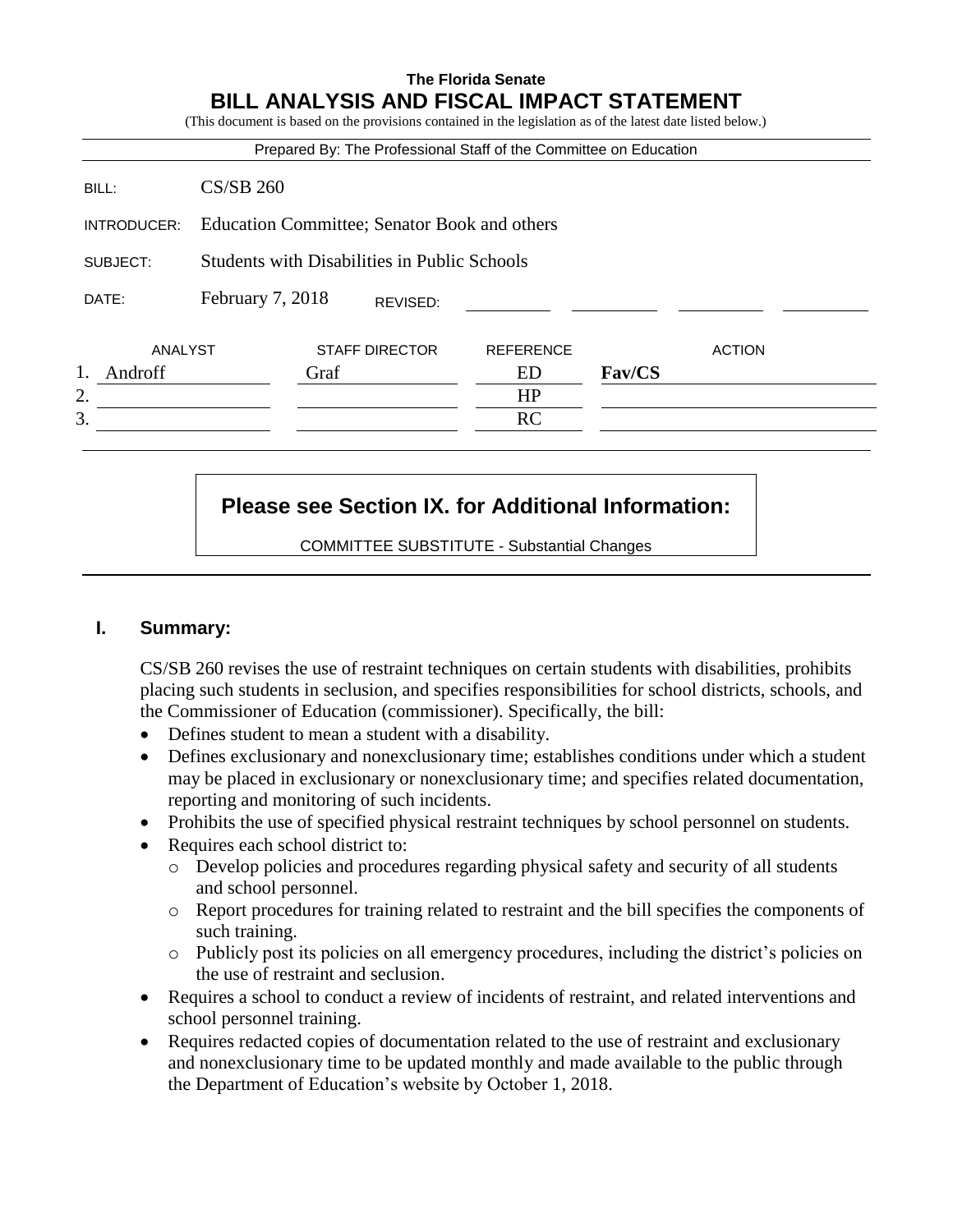**The Florida Senate**

# BILL ANALYSIS AND FISCAL IMPACT STATEMENT

(This document is based on the provisions contained in the legislation as of the latest date listed below.)

Prepared By: The Professional Staff of the Committee on Education

| | |
|---|---|
| BILL: | CS/SB 260 |
| INTRODUCER: | Education Committee; Senator Book and others |
| SUBJECT: | Students with Disabilities in Public Schools |
| DATE: | February 7, 2018 REVISED: |

| | ANALYST | STAFF DIRECTOR | REFERENCE | ACTION |
|---|---|---|---|---|
| 1. | Androff | Graf | ED | **Fav/CS** |
| 2. | | | HP | |
| 3. | | | RC | |

**Please see Section IX. for Additional Information:**

COMMITTEE SUBSTITUTE - Substantial Changes

## I. Summary:

CS/SB 260 revises the use of restraint techniques on certain students with disabilities, prohibits placing such students in seclusion, and specifies responsibilities for school districts, schools, and the Commissioner of Education (commissioner). Specifically, the bill:

- Defines student to mean a student with a disability.
- Defines exclusionary and nonexclusionary time; establishes conditions under which a student may be placed in exclusionary or nonexclusionary time; and specifies related documentation, reporting and monitoring of such incidents.
- Prohibits the use of specified physical restraint techniques by school personnel on students.
- Requires each school district to:
  - Develop policies and procedures regarding physical safety and security of all students and school personnel.
  - Report procedures for training related to restraint and the bill specifies the components of such training.
  - Publicly post its policies on all emergency procedures, including the district's policies on the use of restraint and seclusion.
- Requires a school to conduct a review of incidents of restraint, and related interventions and school personnel training.
- Requires redacted copies of documentation related to the use of restraint and exclusionary and nonexclusionary time to be updated monthly and made available to the public through the Department of Education's website by October 1, 2018.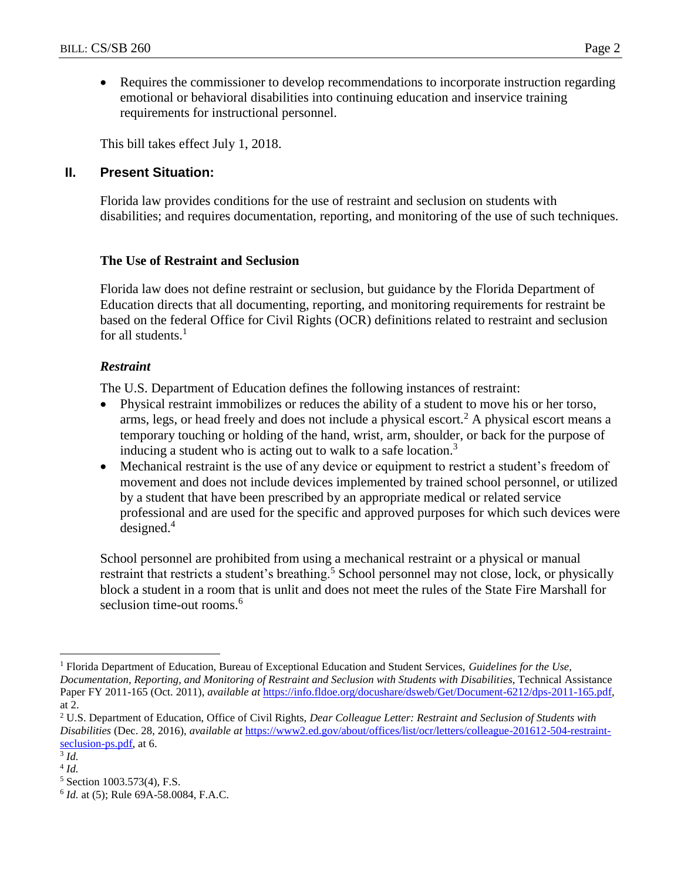- Requires the commissioner to develop recommendations to incorporate instruction regarding emotional or behavioral disabilities into continuing education and inservice training requirements for instructional personnel.

This bill takes effect July 1, 2018.

## II. Present Situation:

Florida law provides conditions for the use of restraint and seclusion on students with disabilities; and requires documentation, reporting, and monitoring of the use of such techniques.

### The Use of Restraint and Seclusion

Florida law does not define restraint or seclusion, but guidance by the Florida Department of Education directs that all documenting, reporting, and monitoring requirements for restraint be based on the federal Office for Civil Rights (OCR) definitions related to restraint and seclusion for all students.[1]

#### *Restraint*

The U.S. Department of Education defines the following instances of restraint:

- Physical restraint immobilizes or reduces the ability of a student to move his or her torso, arms, legs, or head freely and does not include a physical escort.[2] A physical escort means a temporary touching or holding of the hand, wrist, arm, shoulder, or back for the purpose of inducing a student who is acting out to walk to a safe location.[3]
- Mechanical restraint is the use of any device or equipment to restrict a student's freedom of movement and does not include devices implemented by trained school personnel, or utilized by a student that have been prescribed by an appropriate medical or related service professional and are used for the specific and approved purposes for which such devices were designed.[4]

School personnel are prohibited from using a mechanical restraint or a physical or manual restraint that restricts a student's breathing.[5] School personnel may not close, lock, or physically block a student in a room that is unlit and does not meet the rules of the State Fire Marshall for seclusion time-out rooms.[6]

---

[1] Florida Department of Education, Bureau of Exceptional Education and Student Services, *Guidelines for the Use, Documentation, Reporting, and Monitoring of Restraint and Seclusion with Students with Disabilities*, Technical Assistance Paper FY 2011-165 (Oct. 2011), *available at* https://info.fldoe.org/docushare/dsweb/Get/Document-6212/dps-2011-165.pdf, at 2.

[2] U.S. Department of Education, Office of Civil Rights, *Dear Colleague Letter: Restraint and Seclusion of Students with Disabilities* (Dec. 28, 2016), *available at* https://www2.ed.gov/about/offices/list/ocr/letters/colleague-201612-504-restraint-seclusion-ps.pdf, at 6.

[3] *Id.*

[4] *Id.*

[5] Section 1003.573(4), F.S.

[6] *Id.* at (5); Rule 69A-58.0084, F.A.C.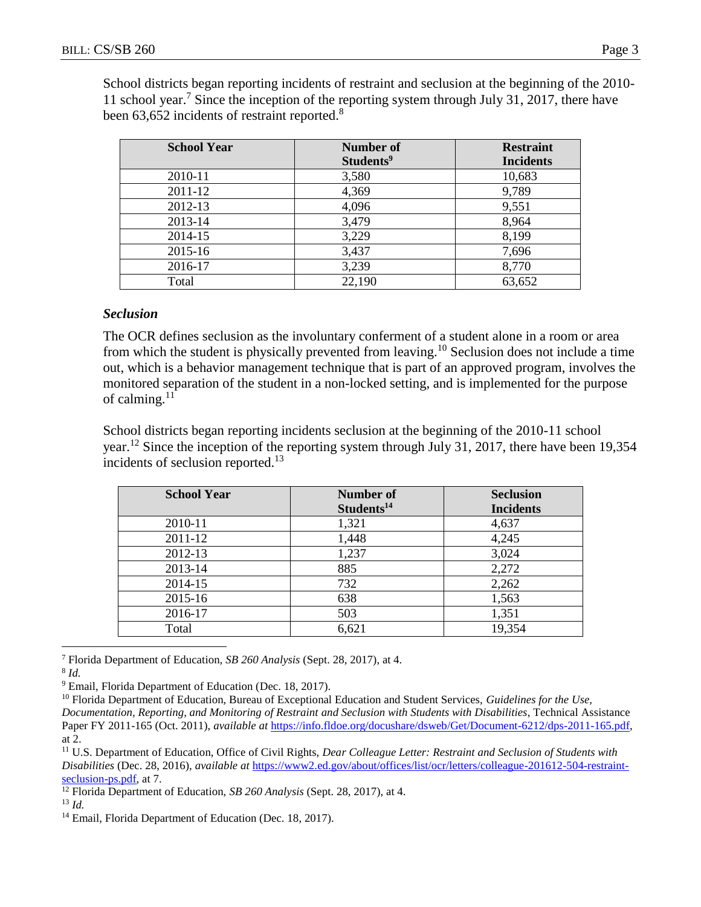School districts began reporting incidents of restraint and seclusion at the beginning of the 2010-11 school year.[7] Since the inception of the reporting system through July 31, 2017, there have been 63,652 incidents of restraint reported.[8]

| School Year | Number of Students[9] | Restraint Incidents |
|---|---|---|
| 2010-11 | 3,580 | 10,683 |
| 2011-12 | 4,369 | 9,789 |
| 2012-13 | 4,096 | 9,551 |
| 2013-14 | 3,479 | 8,964 |
| 2014-15 | 3,229 | 8,199 |
| 2015-16 | 3,437 | 7,696 |
| 2016-17 | 3,239 | 8,770 |
| Total | 22,190 | 63,652 |

### *Seclusion*

The OCR defines seclusion as the involuntary conferment of a student alone in a room or area from which the student is physically prevented from leaving.[10] Seclusion does not include a time out, which is a behavior management technique that is part of an approved program, involves the monitored separation of the student in a non-locked setting, and is implemented for the purpose of calming.[11]

School districts began reporting incidents seclusion at the beginning of the 2010-11 school year.[12] Since the inception of the reporting system through July 31, 2017, there have been 19,354 incidents of seclusion reported.[13]

| School Year | Number of Students[14] | Seclusion Incidents |
|---|---|---|
| 2010-11 | 1,321 | 4,637 |
| 2011-12 | 1,448 | 4,245 |
| 2012-13 | 1,237 | 3,024 |
| 2013-14 | 885 | 2,272 |
| 2014-15 | 732 | 2,262 |
| 2015-16 | 638 | 1,563 |
| 2016-17 | 503 | 1,351 |
| Total | 6,621 | 19,354 |

---

[7] Florida Department of Education, *SB 260 Analysis* (Sept. 28, 2017), at 4.

[8] *Id.*

[9] Email, Florida Department of Education (Dec. 18, 2017).

[10] Florida Department of Education, Bureau of Exceptional Education and Student Services, *Guidelines for the Use, Documentation, Reporting, and Monitoring of Restraint and Seclusion with Students with Disabilities*, Technical Assistance Paper FY 2011-165 (Oct. 2011), *available at* https://info.fldoe.org/docushare/dsweb/Get/Document-6212/dps-2011-165.pdf, at 2.

[11] U.S. Department of Education, Office of Civil Rights, *Dear Colleague Letter: Restraint and Seclusion of Students with Disabilities* (Dec. 28, 2016), *available at* https://www2.ed.gov/about/offices/list/ocr/letters/colleague-201612-504-restraint-seclusion-ps.pdf, at 7.

[12] Florida Department of Education, *SB 260 Analysis* (Sept. 28, 2017), at 4.

[13] *Id.*

[14] Email, Florida Department of Education (Dec. 18, 2017).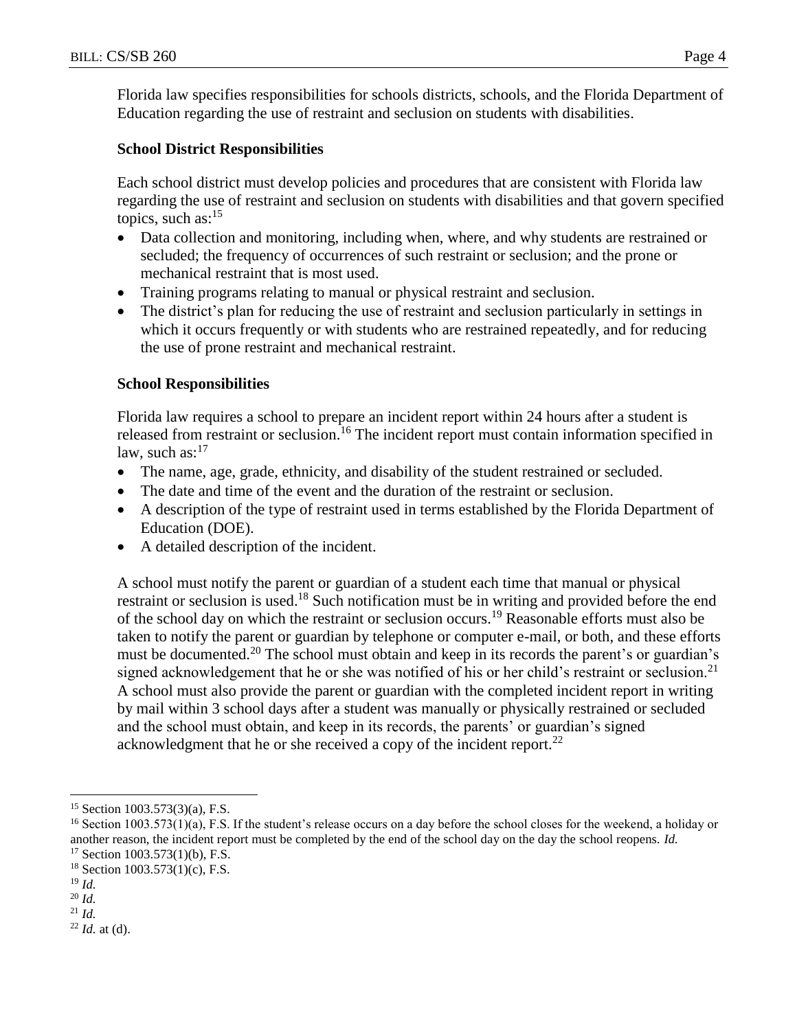Florida law specifies responsibilities for schools districts, schools, and the Florida Department of Education regarding the use of restraint and seclusion on students with disabilities.

### School District Responsibilities

Each school district must develop policies and procedures that are consistent with Florida law regarding the use of restraint and seclusion on students with disabilities and that govern specified topics, such as:[15]

- Data collection and monitoring, including when, where, and why students are restrained or secluded; the frequency of occurrences of such restraint or seclusion; and the prone or mechanical restraint that is most used.
- Training programs relating to manual or physical restraint and seclusion.
- The district's plan for reducing the use of restraint and seclusion particularly in settings in which it occurs frequently or with students who are restrained repeatedly, and for reducing the use of prone restraint and mechanical restraint.

### School Responsibilities

Florida law requires a school to prepare an incident report within 24 hours after a student is released from restraint or seclusion.[16] The incident report must contain information specified in law, such as:[17]

- The name, age, grade, ethnicity, and disability of the student restrained or secluded.
- The date and time of the event and the duration of the restraint or seclusion.
- A description of the type of restraint used in terms established by the Florida Department of Education (DOE).
- A detailed description of the incident.

A school must notify the parent or guardian of a student each time that manual or physical restraint or seclusion is used.[18] Such notification must be in writing and provided before the end of the school day on which the restraint or seclusion occurs.[19] Reasonable efforts must also be taken to notify the parent or guardian by telephone or computer e-mail, or both, and these efforts must be documented.[20] The school must obtain and keep in its records the parent's or guardian's signed acknowledgement that he or she was notified of his or her child's restraint or seclusion.[21] A school must also provide the parent or guardian with the completed incident report in writing by mail within 3 school days after a student was manually or physically restrained or secluded and the school must obtain, and keep in its records, the parents' or guardian's signed acknowledgment that he or she received a copy of the incident report.[22]

---

[15] Section 1003.573(3)(a), F.S.

[16] Section 1003.573(1)(a), F.S. If the student's release occurs on a day before the school closes for the weekend, a holiday or another reason, the incident report must be completed by the end of the school day on the day the school reopens. *Id.*

[17] Section 1003.573(1)(b), F.S.

[18] Section 1003.573(1)(c), F.S.

[19] *Id.*

[20] *Id.*

[21] *Id.*

[22] *Id.* at (d).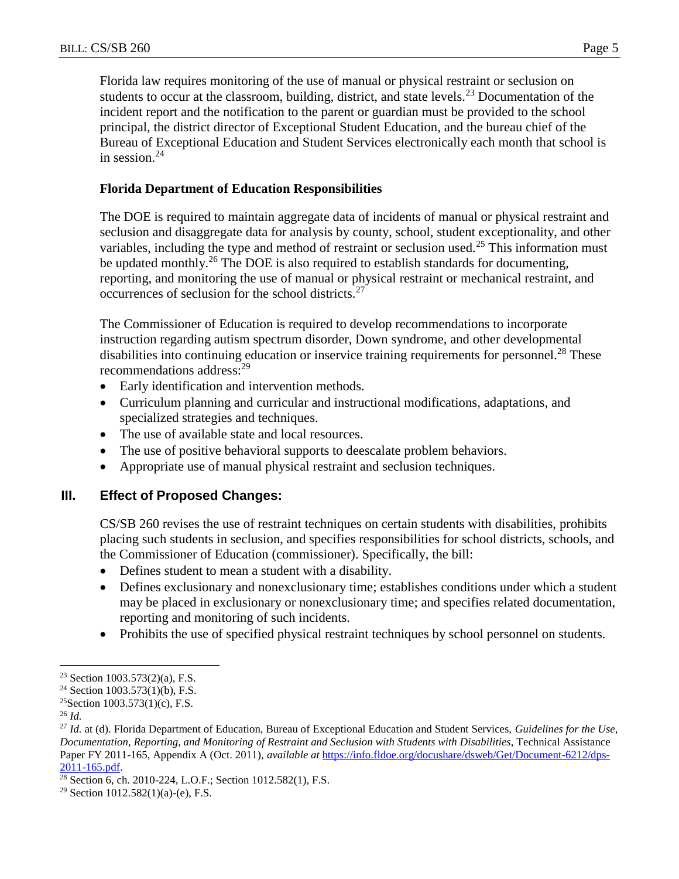Florida law requires monitoring of the use of manual or physical restraint or seclusion on students to occur at the classroom, building, district, and state levels.[23] Documentation of the incident report and the notification to the parent or guardian must be provided to the school principal, the district director of Exceptional Student Education, and the bureau chief of the Bureau of Exceptional Education and Student Services electronically each month that school is in session.[24]

### Florida Department of Education Responsibilities

The DOE is required to maintain aggregate data of incidents of manual or physical restraint and seclusion and disaggregate data for analysis by county, school, student exceptionality, and other variables, including the type and method of restraint or seclusion used.[25] This information must be updated monthly.[26] The DOE is also required to establish standards for documenting, reporting, and monitoring the use of manual or physical restraint or mechanical restraint, and occurrences of seclusion for the school districts.[27]

The Commissioner of Education is required to develop recommendations to incorporate instruction regarding autism spectrum disorder, Down syndrome, and other developmental disabilities into continuing education or inservice training requirements for personnel.[28] These recommendations address:[29]

- Early identification and intervention methods.
- Curriculum planning and curricular and instructional modifications, adaptations, and specialized strategies and techniques.
- The use of available state and local resources.
- The use of positive behavioral supports to deescalate problem behaviors.
- Appropriate use of manual physical restraint and seclusion techniques.

## III. Effect of Proposed Changes:

CS/SB 260 revises the use of restraint techniques on certain students with disabilities, prohibits placing such students in seclusion, and specifies responsibilities for school districts, schools, and the Commissioner of Education (commissioner). Specifically, the bill:

- Defines student to mean a student with a disability.
- Defines exclusionary and nonexclusionary time; establishes conditions under which a student may be placed in exclusionary or nonexclusionary time; and specifies related documentation, reporting and monitoring of such incidents.
- Prohibits the use of specified physical restraint techniques by school personnel on students.

---

[23] Section 1003.573(2)(a), F.S.

[24] Section 1003.573(1)(b), F.S.

[25] Section 1003.573(1)(c), F.S.

[26] *Id.*

[27] *Id.* at (d). Florida Department of Education, Bureau of Exceptional Education and Student Services, *Guidelines for the Use, Documentation, Reporting, and Monitoring of Restraint and Seclusion with Students with Disabilities*, Technical Assistance Paper FY 2011-165, Appendix A (Oct. 2011), *available at* https://info.fldoe.org/docushare/dsweb/Get/Document-6212/dps-2011-165.pdf.

[28] Section 6, ch. 2010-224, L.O.F.; Section 1012.582(1), F.S.

[29] Section 1012.582(1)(a)-(e), F.S.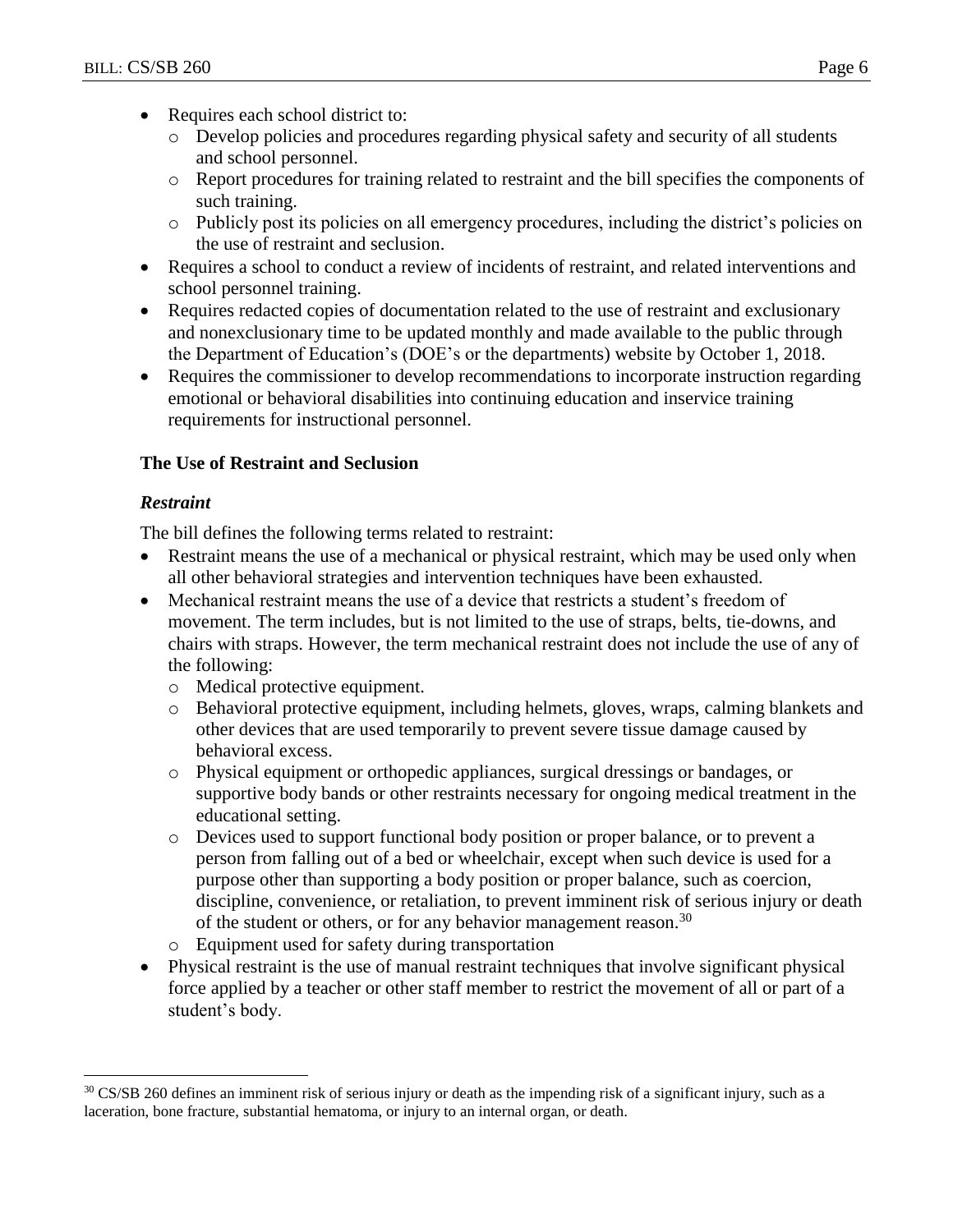- Requires each school district to:
  - Develop policies and procedures regarding physical safety and security of all students and school personnel.
  - Report procedures for training related to restraint and the bill specifies the components of such training.
  - Publicly post its policies on all emergency procedures, including the district's policies on the use of restraint and seclusion.
- Requires a school to conduct a review of incidents of restraint, and related interventions and school personnel training.
- Requires redacted copies of documentation related to the use of restraint and exclusionary and nonexclusionary time to be updated monthly and made available to the public through the Department of Education's (DOE's or the departments) website by October 1, 2018.
- Requires the commissioner to develop recommendations to incorporate instruction regarding emotional or behavioral disabilities into continuing education and inservice training requirements for instructional personnel.

**The Use of Restraint and Seclusion**

***Restraint***

The bill defines the following terms related to restraint:

- Restraint means the use of a mechanical or physical restraint, which may be used only when all other behavioral strategies and intervention techniques have been exhausted.
- Mechanical restraint means the use of a device that restricts a student's freedom of movement. The term includes, but is not limited to the use of straps, belts, tie-downs, and chairs with straps. However, the term mechanical restraint does not include the use of any of the following:
  - Medical protective equipment.
  - Behavioral protective equipment, including helmets, gloves, wraps, calming blankets and other devices that are used temporarily to prevent severe tissue damage caused by behavioral excess.
  - Physical equipment or orthopedic appliances, surgical dressings or bandages, or supportive body bands or other restraints necessary for ongoing medical treatment in the educational setting.
  - Devices used to support functional body position or proper balance, or to prevent a person from falling out of a bed or wheelchair, except when such device is used for a purpose other than supporting a body position or proper balance, such as coercion, discipline, convenience, or retaliation, to prevent imminent risk of serious injury or death of the student or others, or for any behavior management reason.[30]
  - Equipment used for safety during transportation
- Physical restraint is the use of manual restraint techniques that involve significant physical force applied by a teacher or other staff member to restrict the movement of all or part of a student's body.

[30] CS/SB 260 defines an imminent risk of serious injury or death as the impending risk of a significant injury, such as a laceration, bone fracture, substantial hematoma, or injury to an internal organ, or death.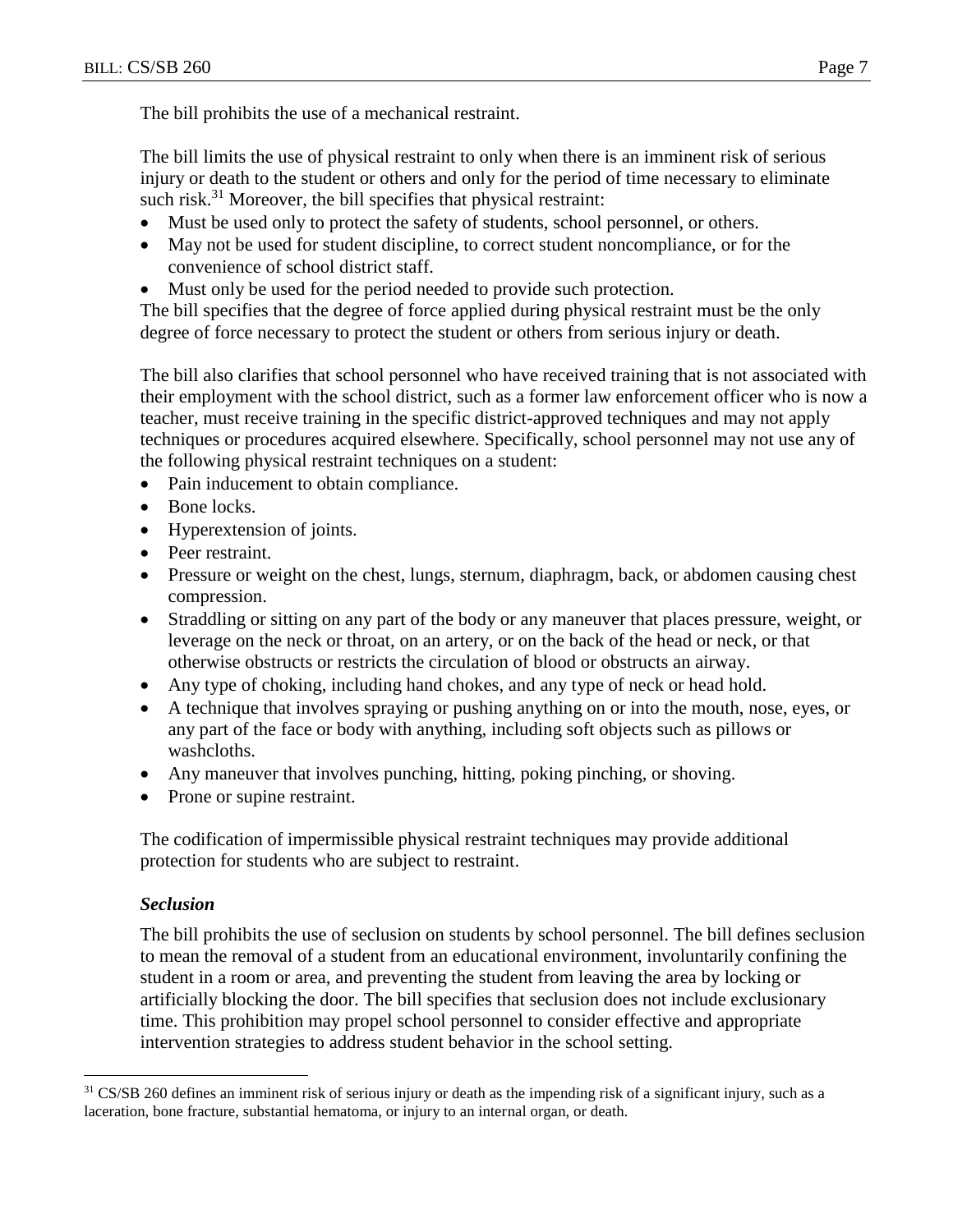The bill prohibits the use of a mechanical restraint.

The bill limits the use of physical restraint to only when there is an imminent risk of serious injury or death to the student or others and only for the period of time necessary to eliminate such risk.[31] Moreover, the bill specifies that physical restraint:

- Must be used only to protect the safety of students, school personnel, or others.
- May not be used for student discipline, to correct student noncompliance, or for the convenience of school district staff.
- Must only be used for the period needed to provide such protection.

The bill specifies that the degree of force applied during physical restraint must be the only degree of force necessary to protect the student or others from serious injury or death.

The bill also clarifies that school personnel who have received training that is not associated with their employment with the school district, such as a former law enforcement officer who is now a teacher, must receive training in the specific district-approved techniques and may not apply techniques or procedures acquired elsewhere. Specifically, school personnel may not use any of the following physical restraint techniques on a student:

- Pain inducement to obtain compliance.
- Bone locks.
- Hyperextension of joints.
- Peer restraint.
- Pressure or weight on the chest, lungs, sternum, diaphragm, back, or abdomen causing chest compression.
- Straddling or sitting on any part of the body or any maneuver that places pressure, weight, or leverage on the neck or throat, on an artery, or on the back of the head or neck, or that otherwise obstructs or restricts the circulation of blood or obstructs an airway.
- Any type of choking, including hand chokes, and any type of neck or head hold.
- A technique that involves spraying or pushing anything on or into the mouth, nose, eyes, or any part of the face or body with anything, including soft objects such as pillows or washcloths.
- Any maneuver that involves punching, hitting, poking pinching, or shoving.
- Prone or supine restraint.

The codification of impermissible physical restraint techniques may provide additional protection for students who are subject to restraint.

### *Seclusion*

The bill prohibits the use of seclusion on students by school personnel. The bill defines seclusion to mean the removal of a student from an educational environment, involuntarily confining the student in a room or area, and preventing the student from leaving the area by locking or artificially blocking the door. The bill specifies that seclusion does not include exclusionary time. This prohibition may propel school personnel to consider effective and appropriate intervention strategies to address student behavior in the school setting.

---

[31] CS/SB 260 defines an imminent risk of serious injury or death as the impending risk of a significant injury, such as a laceration, bone fracture, substantial hematoma, or injury to an internal organ, or death.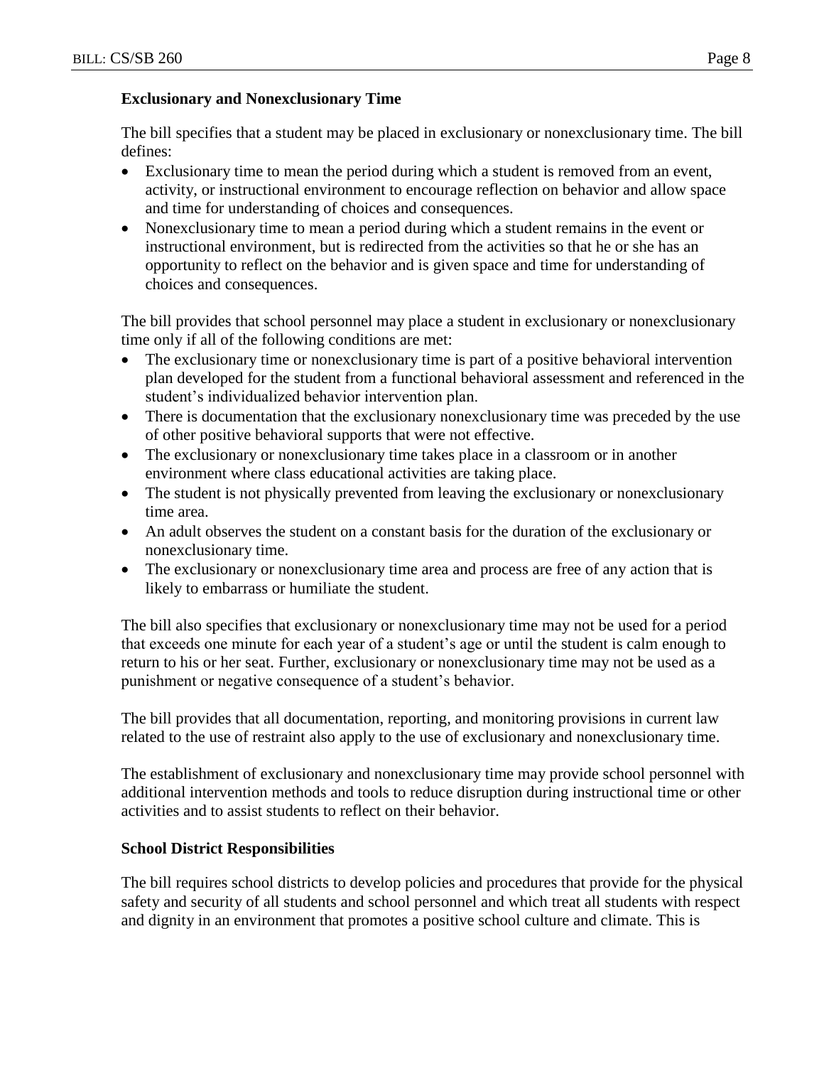**Exclusionary and Nonexclusionary Time**

The bill specifies that a student may be placed in exclusionary or nonexclusionary time. The bill defines:

- Exclusionary time to mean the period during which a student is removed from an event, activity, or instructional environment to encourage reflection on behavior and allow space and time for understanding of choices and consequences.
- Nonexclusionary time to mean a period during which a student remains in the event or instructional environment, but is redirected from the activities so that he or she has an opportunity to reflect on the behavior and is given space and time for understanding of choices and consequences.

The bill provides that school personnel may place a student in exclusionary or nonexclusionary time only if all of the following conditions are met:

- The exclusionary time or nonexclusionary time is part of a positive behavioral intervention plan developed for the student from a functional behavioral assessment and referenced in the student's individualized behavior intervention plan.
- There is documentation that the exclusionary nonexclusionary time was preceded by the use of other positive behavioral supports that were not effective.
- The exclusionary or nonexclusionary time takes place in a classroom or in another environment where class educational activities are taking place.
- The student is not physically prevented from leaving the exclusionary or nonexclusionary time area.
- An adult observes the student on a constant basis for the duration of the exclusionary or nonexclusionary time.
- The exclusionary or nonexclusionary time area and process are free of any action that is likely to embarrass or humiliate the student.

The bill also specifies that exclusionary or nonexclusionary time may not be used for a period that exceeds one minute for each year of a student's age or until the student is calm enough to return to his or her seat. Further, exclusionary or nonexclusionary time may not be used as a punishment or negative consequence of a student's behavior.

The bill provides that all documentation, reporting, and monitoring provisions in current law related to the use of restraint also apply to the use of exclusionary and nonexclusionary time.

The establishment of exclusionary and nonexclusionary time may provide school personnel with additional intervention methods and tools to reduce disruption during instructional time or other activities and to assist students to reflect on their behavior.

**School District Responsibilities**

The bill requires school districts to develop policies and procedures that provide for the physical safety and security of all students and school personnel and which treat all students with respect and dignity in an environment that promotes a positive school culture and climate. This is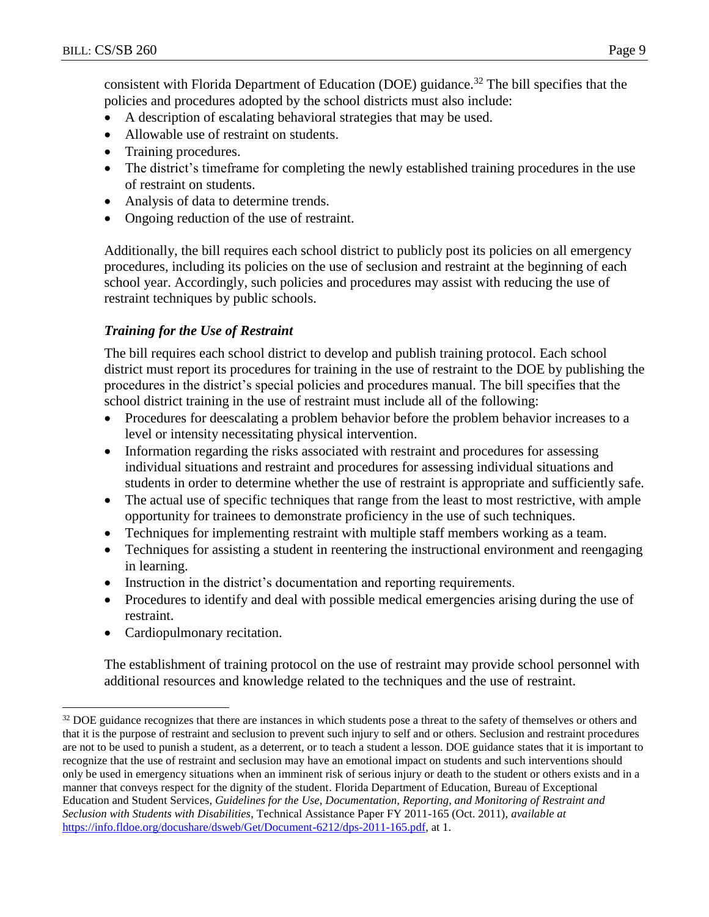consistent with Florida Department of Education (DOE) guidance.[32] The bill specifies that the policies and procedures adopted by the school districts must also include:

- A description of escalating behavioral strategies that may be used.
- Allowable use of restraint on students.
- Training procedures.
- The district's timeframe for completing the newly established training procedures in the use of restraint on students.
- Analysis of data to determine trends.
- Ongoing reduction of the use of restraint.

Additionally, the bill requires each school district to publicly post its policies on all emergency procedures, including its policies on the use of seclusion and restraint at the beginning of each school year. Accordingly, such policies and procedures may assist with reducing the use of restraint techniques by public schools.

### *Training for the Use of Restraint*

The bill requires each school district to develop and publish training protocol. Each school district must report its procedures for training in the use of restraint to the DOE by publishing the procedures in the district's special policies and procedures manual. The bill specifies that the school district training in the use of restraint must include all of the following:

- Procedures for deescalating a problem behavior before the problem behavior increases to a level or intensity necessitating physical intervention.
- Information regarding the risks associated with restraint and procedures for assessing individual situations and restraint and procedures for assessing individual situations and students in order to determine whether the use of restraint is appropriate and sufficiently safe.
- The actual use of specific techniques that range from the least to most restrictive, with ample opportunity for trainees to demonstrate proficiency in the use of such techniques.
- Techniques for implementing restraint with multiple staff members working as a team.
- Techniques for assisting a student in reentering the instructional environment and reengaging in learning.
- Instruction in the district's documentation and reporting requirements.
- Procedures to identify and deal with possible medical emergencies arising during the use of restraint.
- Cardiopulmonary recitation.

The establishment of training protocol on the use of restraint may provide school personnel with additional resources and knowledge related to the techniques and the use of restraint.

---

[32] DOE guidance recognizes that there are instances in which students pose a threat to the safety of themselves or others and that it is the purpose of restraint and seclusion to prevent such injury to self and or others. Seclusion and restraint procedures are not to be used to punish a student, as a deterrent, or to teach a student a lesson. DOE guidance states that it is important to recognize that the use of restraint and seclusion may have an emotional impact on students and such interventions should only be used in emergency situations when an imminent risk of serious injury or death to the student or others exists and in a manner that conveys respect for the dignity of the student. Florida Department of Education, Bureau of Exceptional Education and Student Services, *Guidelines for the Use, Documentation, Reporting, and Monitoring of Restraint and Seclusion with Students with Disabilities*, Technical Assistance Paper FY 2011-165 (Oct. 2011), *available at* https://info.fldoe.org/docushare/dsweb/Get/Document-6212/dps-2011-165.pdf, at 1.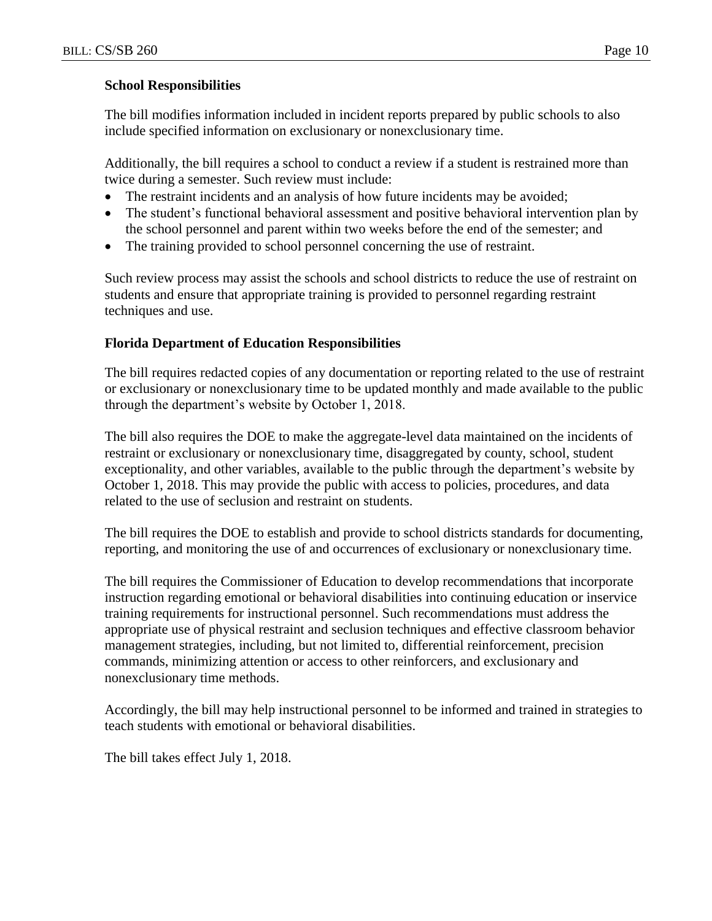**School Responsibilities**

The bill modifies information included in incident reports prepared by public schools to also include specified information on exclusionary or nonexclusionary time.

Additionally, the bill requires a school to conduct a review if a student is restrained more than twice during a semester. Such review must include:

- The restraint incidents and an analysis of how future incidents may be avoided;
- The student's functional behavioral assessment and positive behavioral intervention plan by the school personnel and parent within two weeks before the end of the semester; and
- The training provided to school personnel concerning the use of restraint.

Such review process may assist the schools and school districts to reduce the use of restraint on students and ensure that appropriate training is provided to personnel regarding restraint techniques and use.

**Florida Department of Education Responsibilities**

The bill requires redacted copies of any documentation or reporting related to the use of restraint or exclusionary or nonexclusionary time to be updated monthly and made available to the public through the department's website by October 1, 2018.

The bill also requires the DOE to make the aggregate-level data maintained on the incidents of restraint or exclusionary or nonexclusionary time, disaggregated by county, school, student exceptionality, and other variables, available to the public through the department's website by October 1, 2018. This may provide the public with access to policies, procedures, and data related to the use of seclusion and restraint on students.

The bill requires the DOE to establish and provide to school districts standards for documenting, reporting, and monitoring the use of and occurrences of exclusionary or nonexclusionary time.

The bill requires the Commissioner of Education to develop recommendations that incorporate instruction regarding emotional or behavioral disabilities into continuing education or inservice training requirements for instructional personnel. Such recommendations must address the appropriate use of physical restraint and seclusion techniques and effective classroom behavior management strategies, including, but not limited to, differential reinforcement, precision commands, minimizing attention or access to other reinforcers, and exclusionary and nonexclusionary time methods.

Accordingly, the bill may help instructional personnel to be informed and trained in strategies to teach students with emotional or behavioral disabilities.

The bill takes effect July 1, 2018.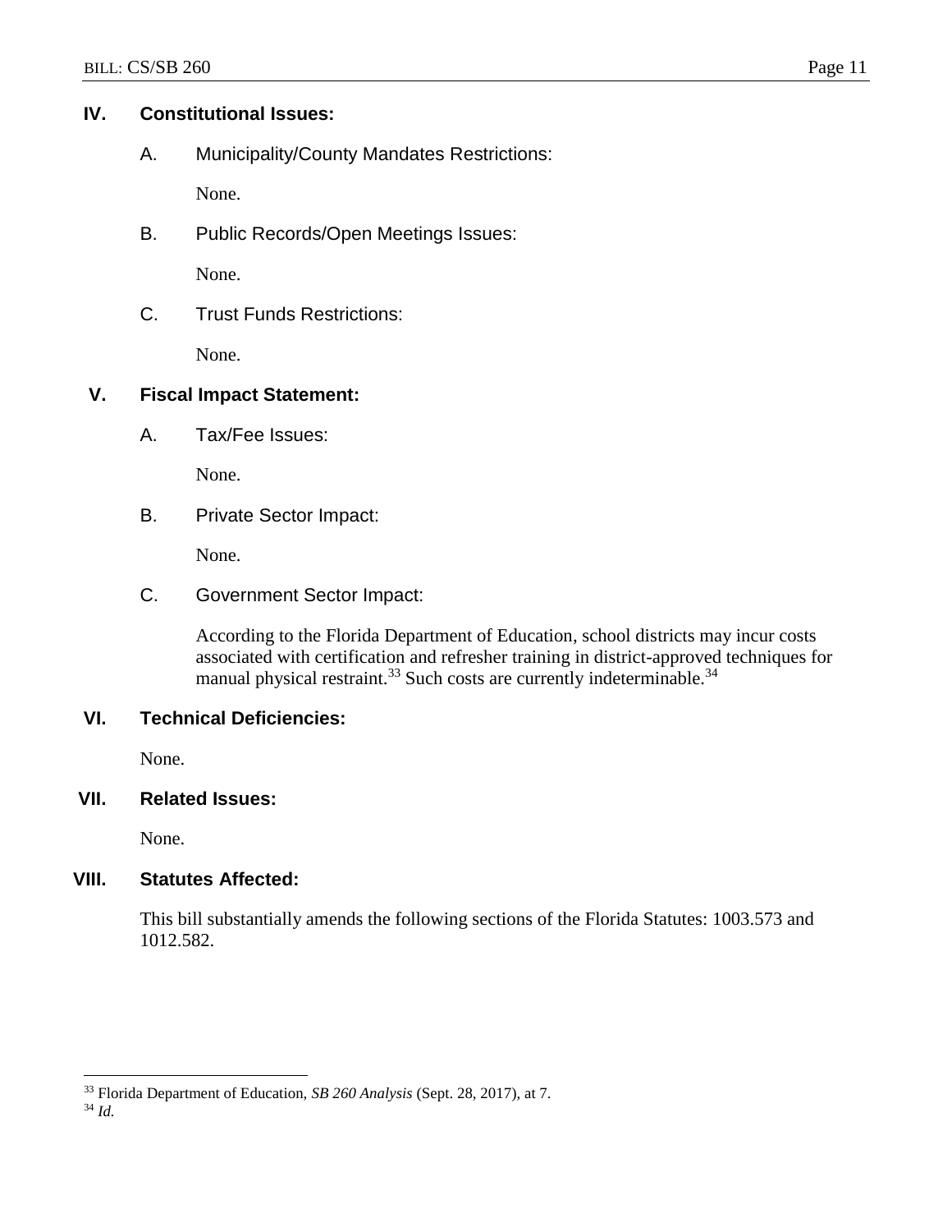## IV. Constitutional Issues:

A. Municipality/County Mandates Restrictions:

None.

B. Public Records/Open Meetings Issues:

None.

C. Trust Funds Restrictions:

None.

## V. Fiscal Impact Statement:

A. Tax/Fee Issues:

None.

B. Private Sector Impact:

None.

C. Government Sector Impact:

According to the Florida Department of Education, school districts may incur costs associated with certification and refresher training in district-approved techniques for manual physical restraint.[33] Such costs are currently indeterminable.[34]

## VI. Technical Deficiencies:

None.

## VII. Related Issues:

None.

## VIII. Statutes Affected:

This bill substantially amends the following sections of the Florida Statutes: 1003.573 and 1012.582.

---

[33] Florida Department of Education, *SB 260 Analysis* (Sept. 28, 2017), at 7.

[34] *Id.*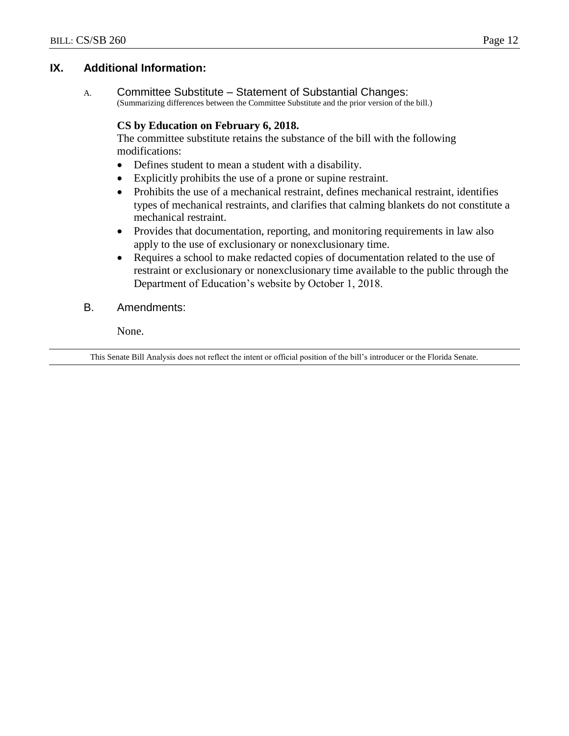## IX. Additional Information:

A. Committee Substitute – Statement of Substantial Changes:
(Summarizing differences between the Committee Substitute and the prior version of the bill.)

**CS by Education on February 6, 2018.**
The committee substitute retains the substance of the bill with the following modifications:

- Defines student to mean a student with a disability.
- Explicitly prohibits the use of a prone or supine restraint.
- Prohibits the use of a mechanical restraint, defines mechanical restraint, identifies types of mechanical restraints, and clarifies that calming blankets do not constitute a mechanical restraint.
- Provides that documentation, reporting, and monitoring requirements in law also apply to the use of exclusionary or nonexclusionary time.
- Requires a school to make redacted copies of documentation related to the use of restraint or exclusionary or nonexclusionary time available to the public through the Department of Education's website by October 1, 2018.

B. Amendments:

None.